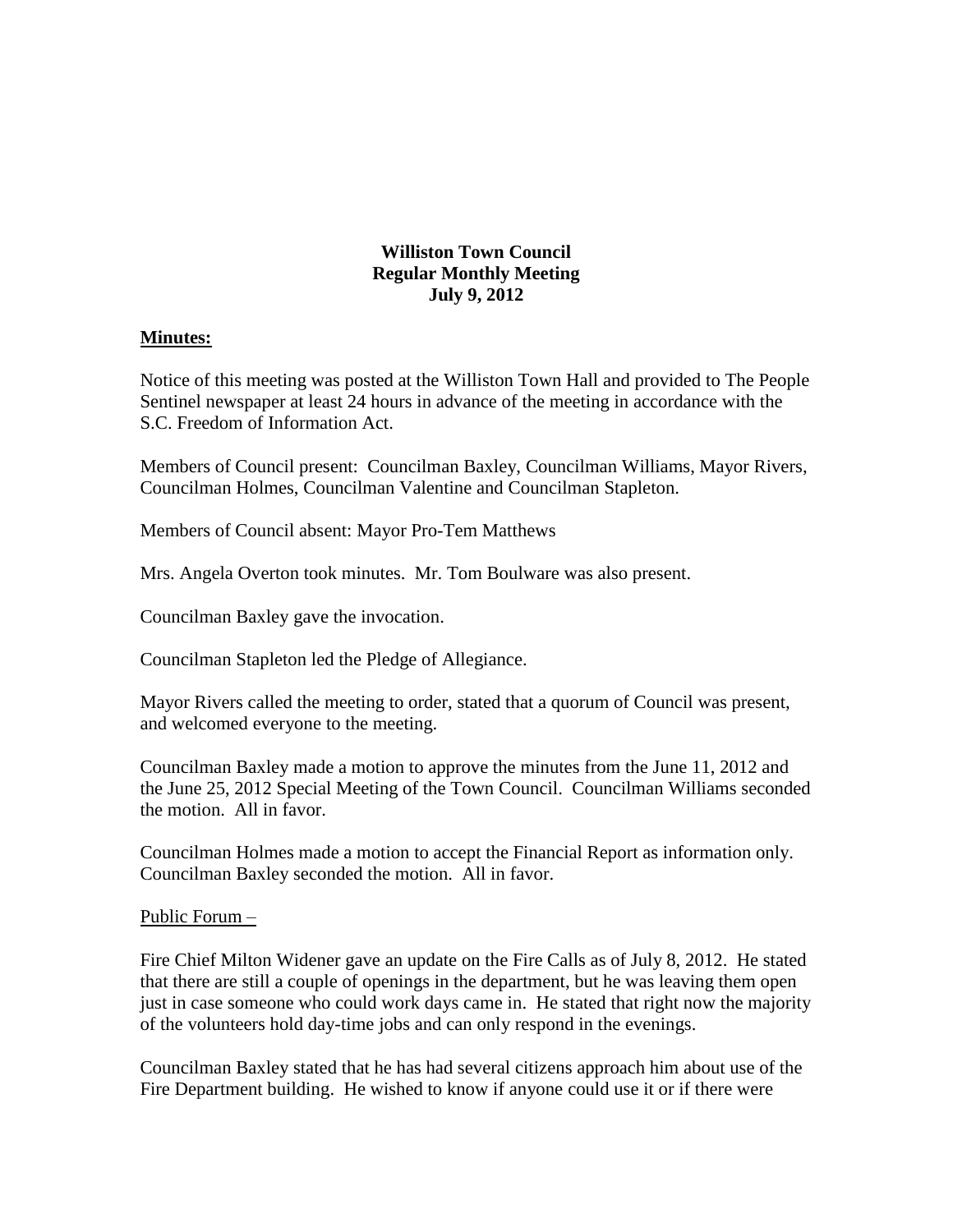**Williston Town Council**
**Regular Monthly Meeting**
**July 9, 2012**

**Minutes:**

Notice of this meeting was posted at the Williston Town Hall and provided to The People Sentinel newspaper at least 24 hours in advance of the meeting in accordance with the S.C. Freedom of Information Act.

Members of Council present: Councilman Baxley, Councilman Williams, Mayor Rivers, Councilman Holmes, Councilman Valentine and Councilman Stapleton.

Members of Council absent: Mayor Pro-Tem Matthews

Mrs. Angela Overton took minutes. Mr. Tom Boulware was also present.

Councilman Baxley gave the invocation.

Councilman Stapleton led the Pledge of Allegiance.

Mayor Rivers called the meeting to order, stated that a quorum of Council was present, and welcomed everyone to the meeting.

Councilman Baxley made a motion to approve the minutes from the June 11, 2012 and the June 25, 2012 Special Meeting of the Town Council. Councilman Williams seconded the motion. All in favor.

Councilman Holmes made a motion to accept the Financial Report as information only. Councilman Baxley seconded the motion. All in favor.

Public Forum –

Fire Chief Milton Widener gave an update on the Fire Calls as of July 8, 2012. He stated that there are still a couple of openings in the department, but he was leaving them open just in case someone who could work days came in. He stated that right now the majority of the volunteers hold day-time jobs and can only respond in the evenings.

Councilman Baxley stated that he has had several citizens approach him about use of the Fire Department building. He wished to know if anyone could use it or if there were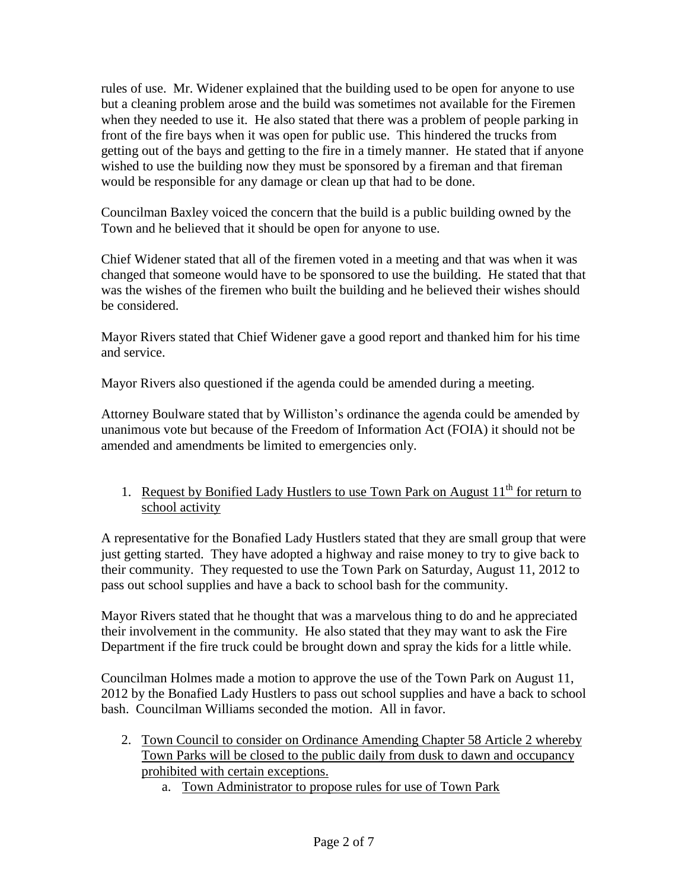rules of use. Mr. Widener explained that the building used to be open for anyone to use but a cleaning problem arose and the build was sometimes not available for the Firemen when they needed to use it. He also stated that there was a problem of people parking in front of the fire bays when it was open for public use. This hindered the trucks from getting out of the bays and getting to the fire in a timely manner. He stated that if anyone wished to use the building now they must be sponsored by a fireman and that fireman would be responsible for any damage or clean up that had to be done.

Councilman Baxley voiced the concern that the build is a public building owned by the Town and he believed that it should be open for anyone to use.

Chief Widener stated that all of the firemen voted in a meeting and that was when it was changed that someone would have to be sponsored to use the building. He stated that that was the wishes of the firemen who built the building and he believed their wishes should be considered.

Mayor Rivers stated that Chief Widener gave a good report and thanked him for his time and service.

Mayor Rivers also questioned if the agenda could be amended during a meeting.

Attorney Boulware stated that by Williston's ordinance the agenda could be amended by unanimous vote but because of the Freedom of Information Act (FOIA) it should not be amended and amendments be limited to emergencies only.

1. <u>Request by Bonified Lady Hustlers to use Town Park on August 11th for return to school activity</u>

A representative for the Bonafied Lady Hustlers stated that they are small group that were just getting started. They have adopted a highway and raise money to try to give back to their community. They requested to use the Town Park on Saturday, August 11, 2012 to pass out school supplies and have a back to school bash for the community.

Mayor Rivers stated that he thought that was a marvelous thing to do and he appreciated their involvement in the community. He also stated that they may want to ask the Fire Department if the fire truck could be brought down and spray the kids for a little while.

Councilman Holmes made a motion to approve the use of the Town Park on August 11, 2012 by the Bonafied Lady Hustlers to pass out school supplies and have a back to school bash. Councilman Williams seconded the motion. All in favor.

2. <u>Town Council to consider on Ordinance Amending Chapter 58 Article 2 whereby Town Parks will be closed to the public daily from dusk to dawn and occupancy prohibited with certain exceptions.</u>
    a. <u>Town Administrator to propose rules for use of Town Park</u>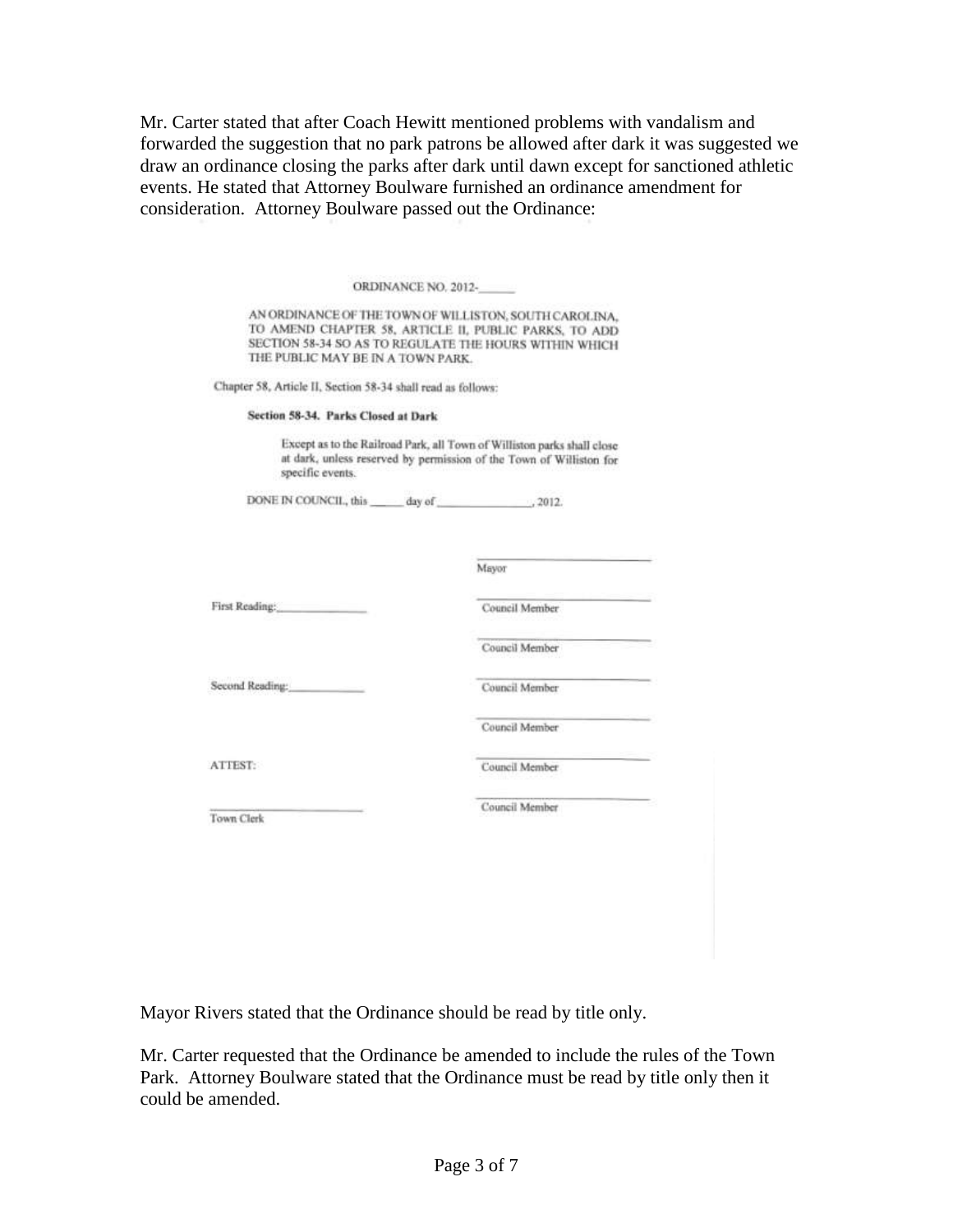Mr. Carter stated that after Coach Hewitt mentioned problems with vandalism and forwarded the suggestion that no park patrons be allowed after dark it was suggested we draw an ordinance closing the parks after dark until dawn except for sanctioned athletic events. He stated that Attorney Boulware furnished an ordinance amendment for consideration. Attorney Boulware passed out the Ordinance:

ORDINANCE NO. 2012-\_\_\_\_\_\_

AN ORDINANCE OF THE TOWN OF WILLISTON, SOUTH CAROLINA, TO AMEND CHAPTER 58, ARTICLE II, PUBLIC PARKS, TO ADD SECTION 58-34 SO AS TO REGULATE THE HOURS WITHIN WHICH THE PUBLIC MAY BE IN A TOWN PARK.

Chapter 58, Article II, Section 58-34 shall read as follows:

**Section 58-34. Parks Closed at Dark**

Except as to the Railroad Park, all Town of Williston parks shall close at dark, unless reserved by permission of the Town of Williston for specific events.

DONE IN COUNCIL, this \_\_\_\_\_\_ day of \_\_\_\_\_\_\_\_\_\_\_\_\_\_\_\_, 2012.

\_\_\_\_\_\_\_\_\_\_\_\_\_\_\_\_\_\_\_\_\_\_\_\_
Mayor

First Reading:\_\_\_\_\_\_\_\_\_\_\_\_\_\_\_

\_\_\_\_\_\_\_\_\_\_\_\_\_\_\_\_\_\_\_\_\_\_\_\_
Council Member

\_\_\_\_\_\_\_\_\_\_\_\_\_\_\_\_\_\_\_\_\_\_\_\_
Council Member

Second Reading:\_\_\_\_\_\_\_\_\_\_\_\_\_

\_\_\_\_\_\_\_\_\_\_\_\_\_\_\_\_\_\_\_\_\_\_\_\_
Council Member

\_\_\_\_\_\_\_\_\_\_\_\_\_\_\_\_\_\_\_\_\_\_\_\_
Council Member

ATTEST:

\_\_\_\_\_\_\_\_\_\_\_\_\_\_\_\_\_\_\_\_\_\_\_\_
Council Member

\_\_\_\_\_\_\_\_\_\_\_\_\_\_\_\_\_\_\_\_\_\_\_\_
Town Clerk

\_\_\_\_\_\_\_\_\_\_\_\_\_\_\_\_\_\_\_\_\_\_\_\_
Council Member

Mayor Rivers stated that the Ordinance should be read by title only.

Mr. Carter requested that the Ordinance be amended to include the rules of the Town Park. Attorney Boulware stated that the Ordinance must be read by title only then it could be amended.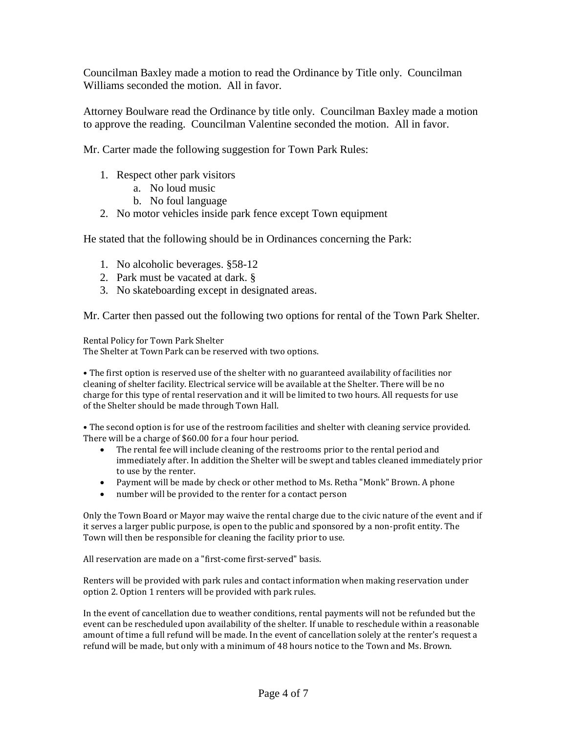Councilman Baxley made a motion to read the Ordinance by Title only. Councilman Williams seconded the motion. All in favor.

Attorney Boulware read the Ordinance by title only. Councilman Baxley made a motion to approve the reading. Councilman Valentine seconded the motion. All in favor.

Mr. Carter made the following suggestion for Town Park Rules:

1. Respect other park visitors
   a. No loud music
   b. No foul language
2. No motor vehicles inside park fence except Town equipment

He stated that the following should be in Ordinances concerning the Park:

1. No alcoholic beverages. §58-12
2. Park must be vacated at dark. §
3. No skateboarding except in designated areas.

Mr. Carter then passed out the following two options for rental of the Town Park Shelter.

Rental Policy for Town Park Shelter
The Shelter at Town Park can be reserved with two options.

• The first option is reserved use of the shelter with no guaranteed availability of facilities nor cleaning of shelter facility. Electrical service will be available at the Shelter. There will be no charge for this type of rental reservation and it will be limited to two hours. All requests for use of the Shelter should be made through Town Hall.

• The second option is for use of the restroom facilities and shelter with cleaning service provided. There will be a charge of $60.00 for a four hour period.

- The rental fee will include cleaning of the restrooms prior to the rental period and immediately after. In addition the Shelter will be swept and tables cleaned immediately prior to use by the renter.
- Payment will be made by check or other method to Ms. Retha "Monk" Brown. A phone
- number will be provided to the renter for a contact person

Only the Town Board or Mayor may waive the rental charge due to the civic nature of the event and if it serves a larger public purpose, is open to the public and sponsored by a non-profit entity. The Town will then be responsible for cleaning the facility prior to use.

All reservation are made on a "first-come first-served" basis.

Renters will be provided with park rules and contact information when making reservation under option 2. Option 1 renters will be provided with park rules.

In the event of cancellation due to weather conditions, rental payments will not be refunded but the event can be rescheduled upon availability of the shelter. If unable to reschedule within a reasonable amount of time a full refund will be made. In the event of cancellation solely at the renter's request a refund will be made, but only with a minimum of 48 hours notice to the Town and Ms. Brown.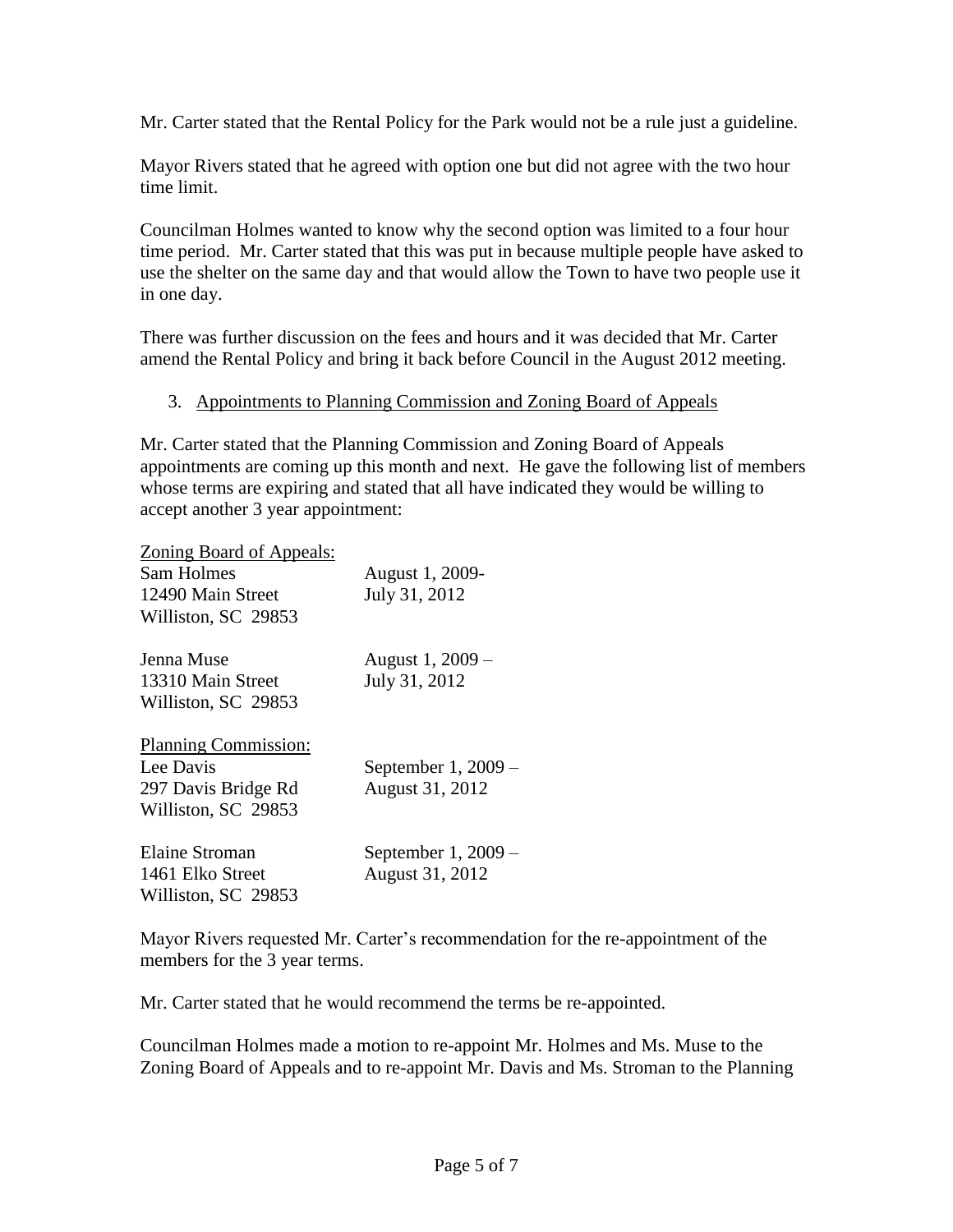Mr. Carter stated that the Rental Policy for the Park would not be a rule just a guideline.

Mayor Rivers stated that he agreed with option one but did not agree with the two hour time limit.

Councilman Holmes wanted to know why the second option was limited to a four hour time period. Mr. Carter stated that this was put in because multiple people have asked to use the shelter on the same day and that would allow the Town to have two people use it in one day.

There was further discussion on the fees and hours and it was decided that Mr. Carter amend the Rental Policy and bring it back before Council in the August 2012 meeting.

3. Appointments to Planning Commission and Zoning Board of Appeals

Mr. Carter stated that the Planning Commission and Zoning Board of Appeals appointments are coming up this month and next. He gave the following list of members whose terms are expiring and stated that all have indicated they would be willing to accept another 3 year appointment:

Zoning Board of Appeals:

| | |
|---|---|
| Sam Holmes<br>12490 Main Street<br>Williston, SC 29853 | August 1, 2009-<br>July 31, 2012 |
| Jenna Muse<br>13310 Main Street<br>Williston, SC 29853 | August 1, 2009 –<br>July 31, 2012 |

Planning Commission:

| | |
|---|---|
| Lee Davis<br>297 Davis Bridge Rd<br>Williston, SC 29853 | September 1, 2009 –<br>August 31, 2012 |
| Elaine Stroman<br>1461 Elko Street<br>Williston, SC 29853 | September 1, 2009 –<br>August 31, 2012 |

Mayor Rivers requested Mr. Carter's recommendation for the re-appointment of the members for the 3 year terms.

Mr. Carter stated that he would recommend the terms be re-appointed.

Councilman Holmes made a motion to re-appoint Mr. Holmes and Ms. Muse to the Zoning Board of Appeals and to re-appoint Mr. Davis and Ms. Stroman to the Planning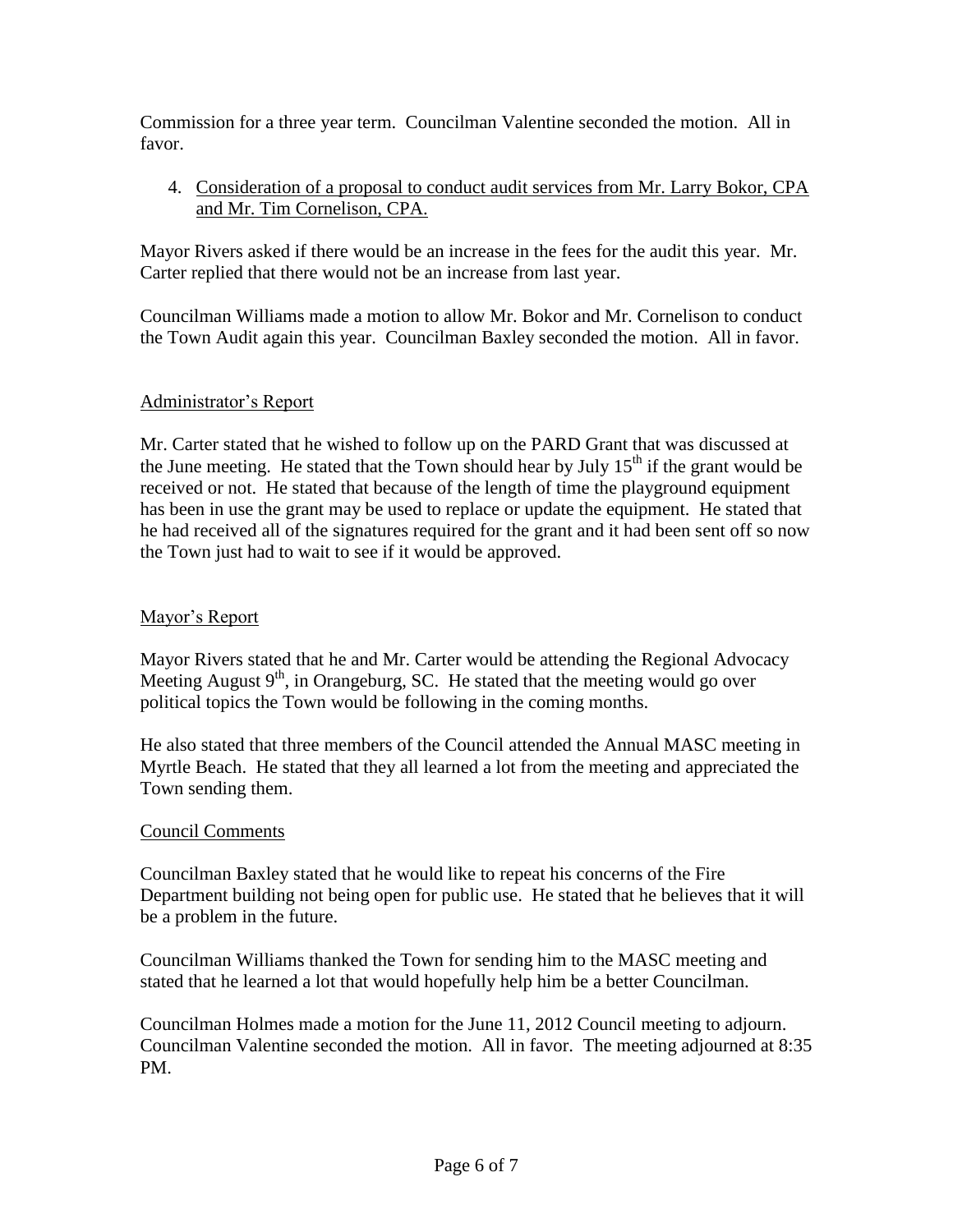Commission for a three year term. Councilman Valentine seconded the motion. All in favor.

4. Consideration of a proposal to conduct audit services from Mr. Larry Bokor, CPA and Mr. Tim Cornelison, CPA.

Mayor Rivers asked if there would be an increase in the fees for the audit this year. Mr. Carter replied that there would not be an increase from last year.

Councilman Williams made a motion to allow Mr. Bokor and Mr. Cornelison to conduct the Town Audit again this year. Councilman Baxley seconded the motion. All in favor.

## Administrator's Report

Mr. Carter stated that he wished to follow up on the PARD Grant that was discussed at the June meeting. He stated that the Town should hear by July 15th if the grant would be received or not. He stated that because of the length of time the playground equipment has been in use the grant may be used to replace or update the equipment. He stated that he had received all of the signatures required for the grant and it had been sent off so now the Town just had to wait to see if it would be approved.

## Mayor's Report

Mayor Rivers stated that he and Mr. Carter would be attending the Regional Advocacy Meeting August 9th, in Orangeburg, SC. He stated that the meeting would go over political topics the Town would be following in the coming months.

He also stated that three members of the Council attended the Annual MASC meeting in Myrtle Beach. He stated that they all learned a lot from the meeting and appreciated the Town sending them.

## Council Comments

Councilman Baxley stated that he would like to repeat his concerns of the Fire Department building not being open for public use. He stated that he believes that it will be a problem in the future.

Councilman Williams thanked the Town for sending him to the MASC meeting and stated that he learned a lot that would hopefully help him be a better Councilman.

Councilman Holmes made a motion for the June 11, 2012 Council meeting to adjourn. Councilman Valentine seconded the motion. All in favor. The meeting adjourned at 8:35 PM.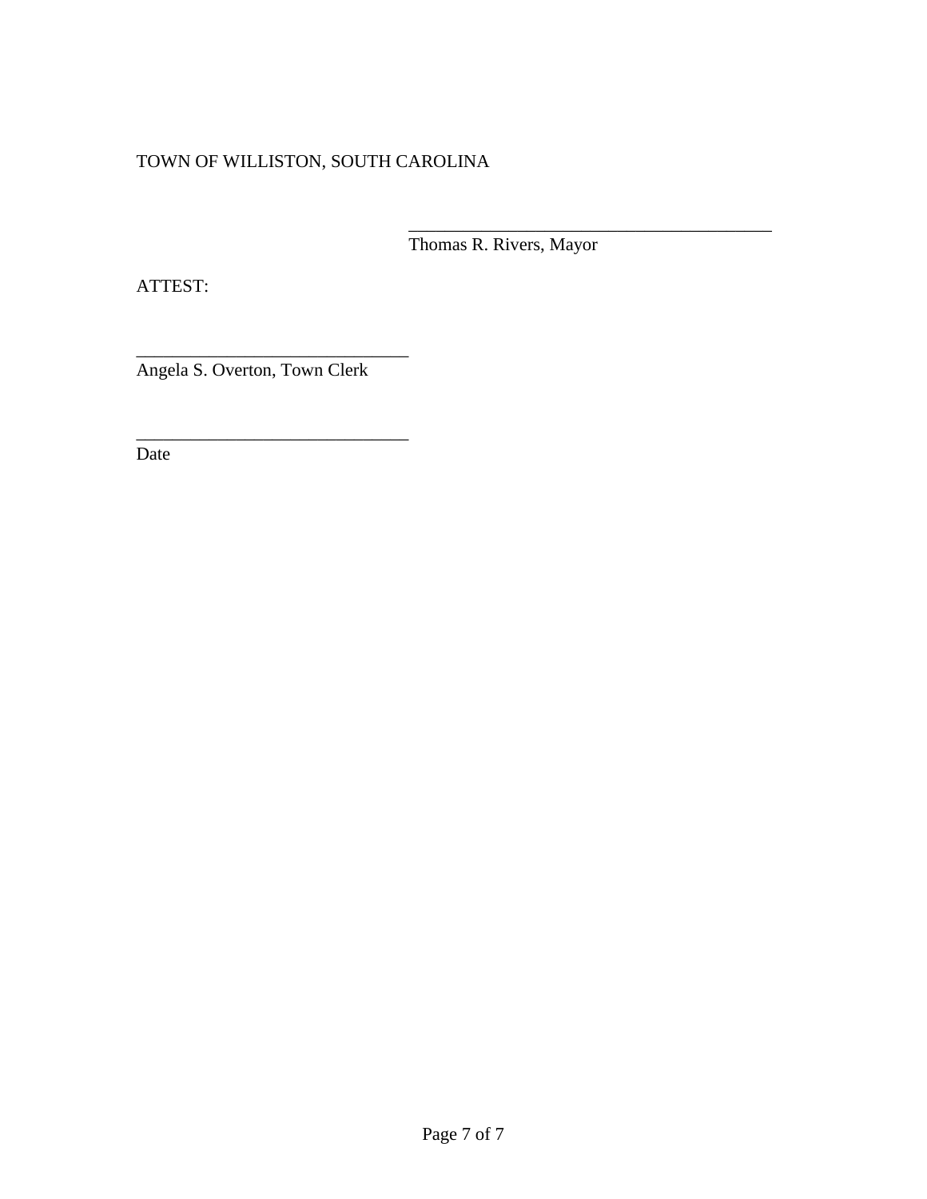TOWN OF WILLISTON, SOUTH CAROLINA

\_\_\_\_\_\_\_\_\_\_\_\_\_\_\_\_\_\_\_\_\_\_\_\_\_\_\_\_\_\_\_\_\_\_\_\_\_\_\_\_

Thomas R. Rivers, Mayor

ATTEST:

\_\_\_\_\_\_\_\_\_\_\_\_\_\_\_\_\_\_\_\_\_\_\_\_\_\_\_\_\_\_

Angela S. Overton, Town Clerk

\_\_\_\_\_\_\_\_\_\_\_\_\_\_\_\_\_\_\_\_\_\_\_\_\_\_\_\_\_\_

Date